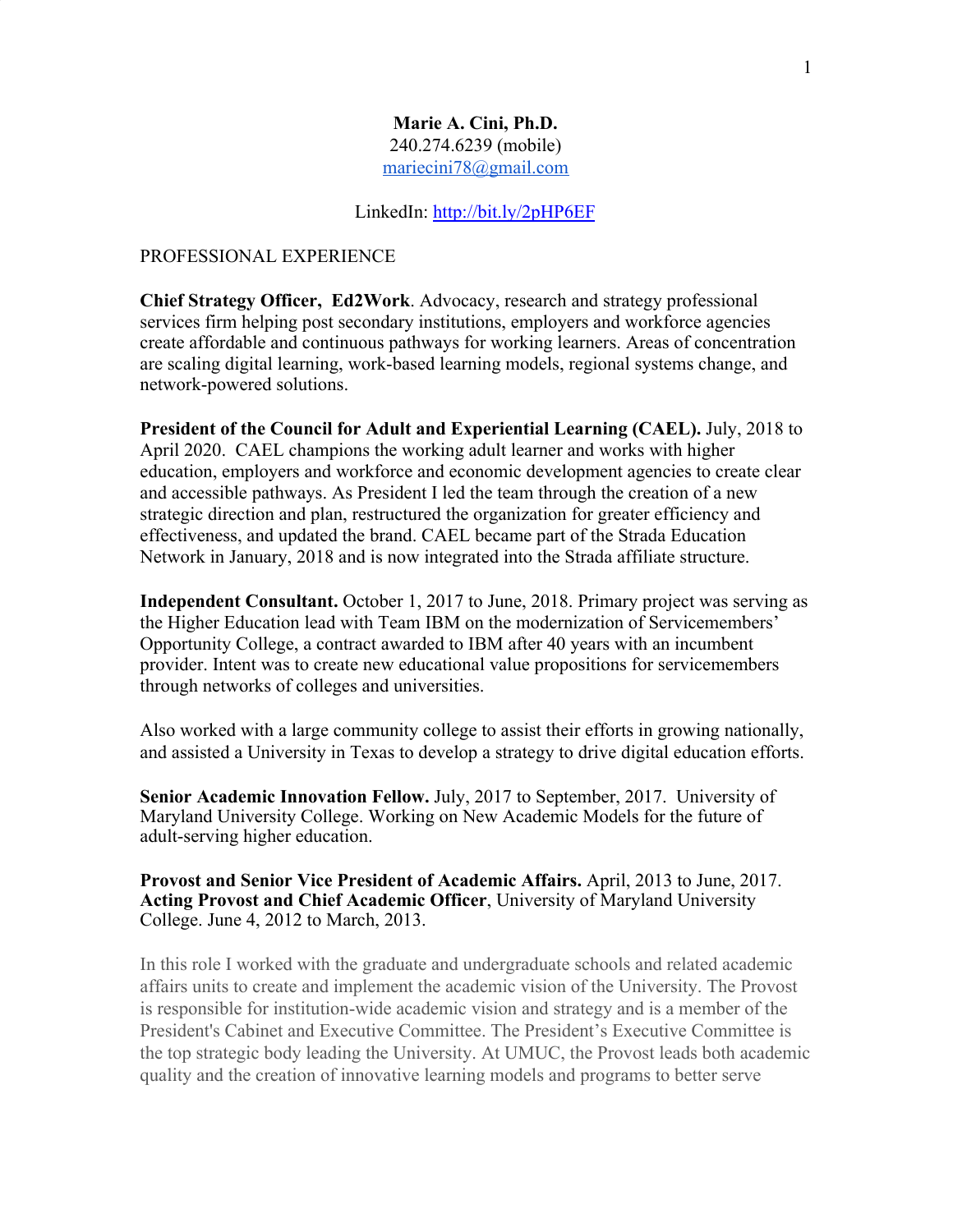**Marie A. Cini, Ph.D.**
240.274.6239 (mobile)
mariecini78@gmail.com

LinkedIn: http://bit.ly/2pHP6EF

PROFESSIONAL EXPERIENCE

**Chief Strategy Officer, Ed2Work**. Advocacy, research and strategy professional services firm helping post secondary institutions, employers and workforce agencies create affordable and continuous pathways for working learners. Areas of concentration are scaling digital learning, work-based learning models, regional systems change, and network-powered solutions.

**President of the Council for Adult and Experiential Learning (CAEL).** July, 2018 to April 2020. CAEL champions the working adult learner and works with higher education, employers and workforce and economic development agencies to create clear and accessible pathways. As President I led the team through the creation of a new strategic direction and plan, restructured the organization for greater efficiency and effectiveness, and updated the brand. CAEL became part of the Strada Education Network in January, 2018 and is now integrated into the Strada affiliate structure.

**Independent Consultant.** October 1, 2017 to June, 2018. Primary project was serving as the Higher Education lead with Team IBM on the modernization of Servicemembers' Opportunity College, a contract awarded to IBM after 40 years with an incumbent provider. Intent was to create new educational value propositions for servicemembers through networks of colleges and universities.

Also worked with a large community college to assist their efforts in growing nationally, and assisted a University in Texas to develop a strategy to drive digital education efforts.

**Senior Academic Innovation Fellow.** July, 2017 to September, 2017. University of Maryland University College. Working on New Academic Models for the future of adult-serving higher education.

**Provost and Senior Vice President of Academic Affairs.** April, 2013 to June, 2017.
**Acting Provost and Chief Academic Officer**, University of Maryland University College. June 4, 2012 to March, 2013.

In this role I worked with the graduate and undergraduate schools and related academic affairs units to create and implement the academic vision of the University. The Provost is responsible for institution-wide academic vision and strategy and is a member of the President's Cabinet and Executive Committee. The President's Executive Committee is the top strategic body leading the University. At UMUC, the Provost leads both academic quality and the creation of innovative learning models and programs to better serve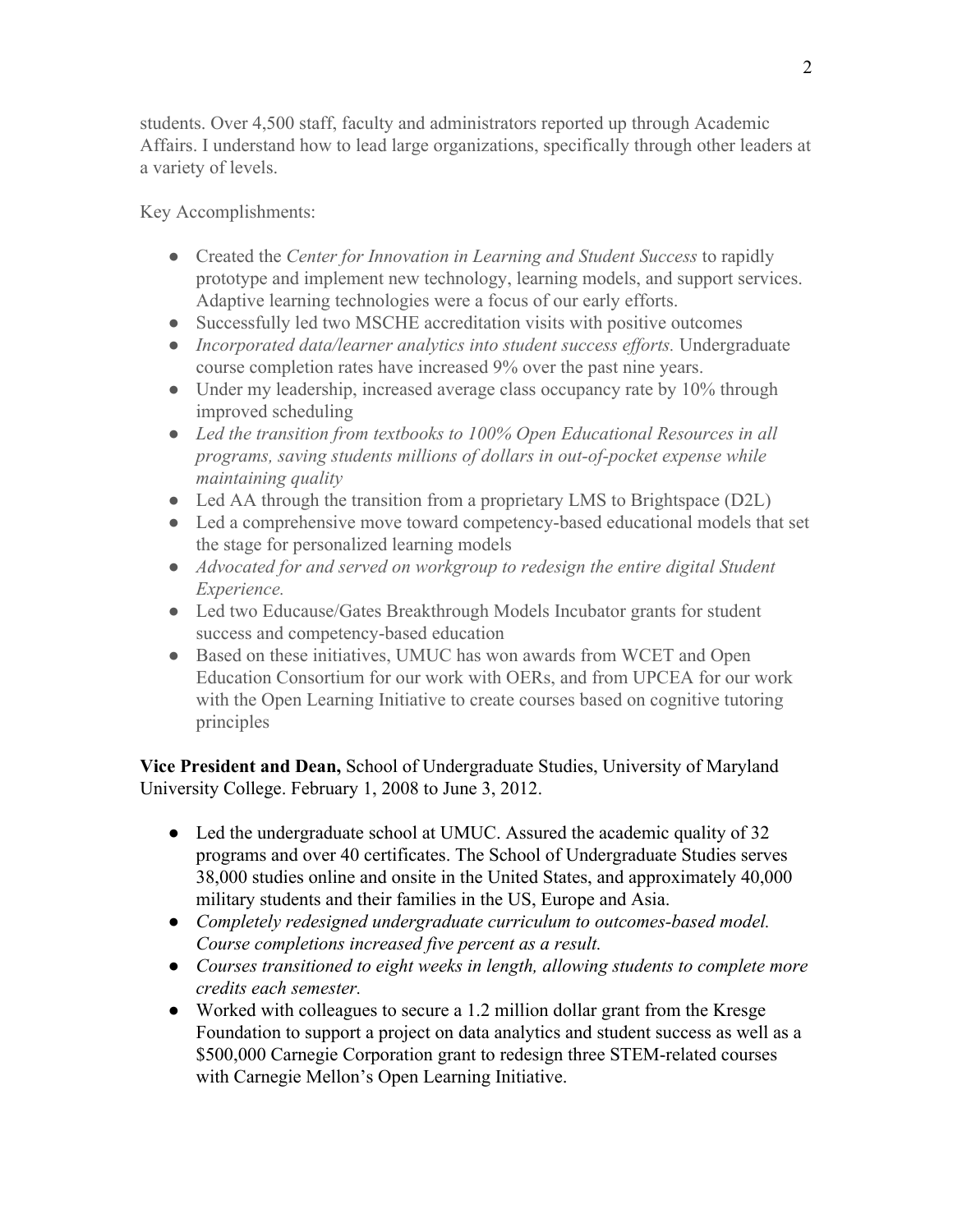students. Over 4,500 staff, faculty and administrators reported up through Academic Affairs. I understand how to lead large organizations, specifically through other leaders at a variety of levels.

Key Accomplishments:

- Created the *Center for Innovation in Learning and Student Success* to rapidly prototype and implement new technology, learning models, and support services. Adaptive learning technologies were a focus of our early efforts.
- Successfully led two MSCHE accreditation visits with positive outcomes
- *Incorporated data/learner analytics into student success efforts.* Undergraduate course completion rates have increased 9% over the past nine years.
- Under my leadership, increased average class occupancy rate by 10% through improved scheduling
- *Led the transition from textbooks to 100% Open Educational Resources in all programs, saving students millions of dollars in out-of-pocket expense while maintaining quality*
- Led AA through the transition from a proprietary LMS to Brightspace (D2L)
- Led a comprehensive move toward competency-based educational models that set the stage for personalized learning models
- *Advocated for and served on workgroup to redesign the entire digital Student Experience.*
- Led two Educause/Gates Breakthrough Models Incubator grants for student success and competency-based education
- Based on these initiatives, UMUC has won awards from WCET and Open Education Consortium for our work with OERs, and from UPCEA for our work with the Open Learning Initiative to create courses based on cognitive tutoring principles

**Vice President and Dean,** School of Undergraduate Studies, University of Maryland University College. February 1, 2008 to June 3, 2012.

- Led the undergraduate school at UMUC. Assured the academic quality of 32 programs and over 40 certificates. The School of Undergraduate Studies serves 38,000 studies online and onsite in the United States, and approximately 40,000 military students and their families in the US, Europe and Asia.
- *Completely redesigned undergraduate curriculum to outcomes-based model. Course completions increased five percent as a result.*
- *Courses transitioned to eight weeks in length, allowing students to complete more credits each semester.*
- Worked with colleagues to secure a 1.2 million dollar grant from the Kresge Foundation to support a project on data analytics and student success as well as a $500,000 Carnegie Corporation grant to redesign three STEM-related courses with Carnegie Mellon's Open Learning Initiative.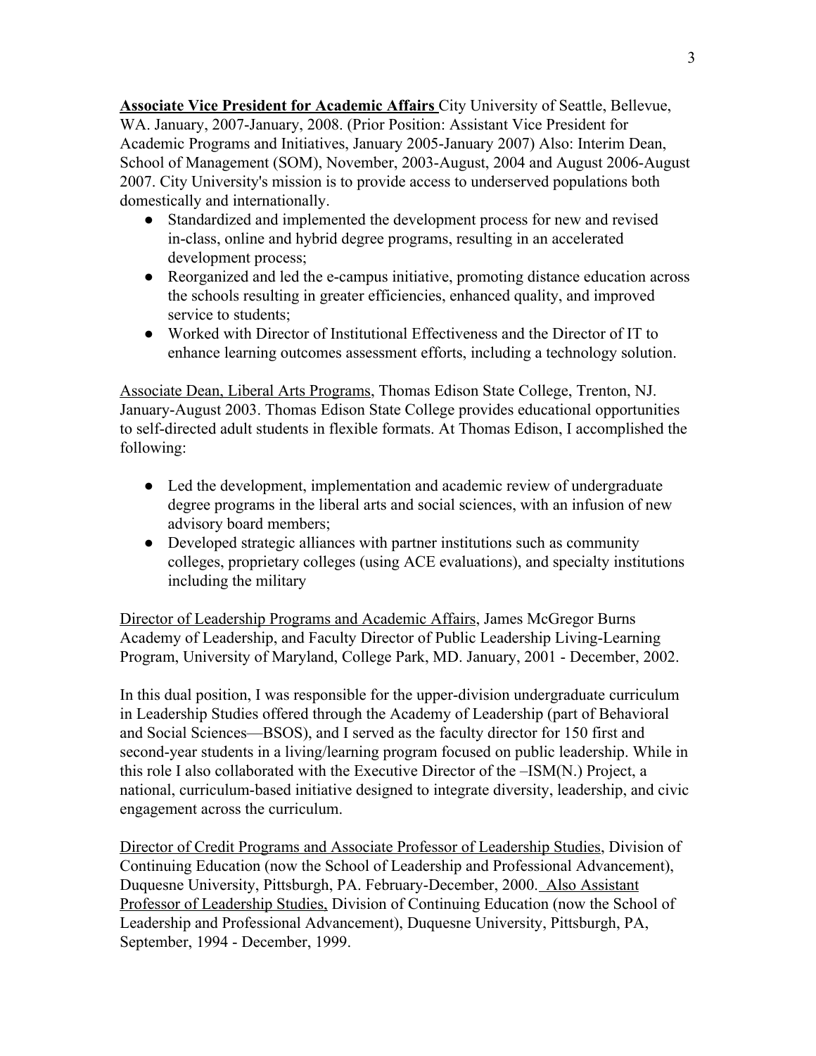**Associate Vice President for Academic Affairs** City University of Seattle, Bellevue, WA. January, 2007-January, 2008. (Prior Position: Assistant Vice President for Academic Programs and Initiatives, January 2005-January 2007) Also: Interim Dean, School of Management (SOM), November, 2003-August, 2004 and August 2006-August 2007. City University's mission is to provide access to underserved populations both domestically and internationally.

- Standardized and implemented the development process for new and revised in-class, online and hybrid degree programs, resulting in an accelerated development process;
- Reorganized and led the e-campus initiative, promoting distance education across the schools resulting in greater efficiencies, enhanced quality, and improved service to students;
- Worked with Director of Institutional Effectiveness and the Director of IT to enhance learning outcomes assessment efforts, including a technology solution.

Associate Dean, Liberal Arts Programs, Thomas Edison State College, Trenton, NJ. January-August 2003. Thomas Edison State College provides educational opportunities to self-directed adult students in flexible formats. At Thomas Edison, I accomplished the following:

- Led the development, implementation and academic review of undergraduate degree programs in the liberal arts and social sciences, with an infusion of new advisory board members;
- Developed strategic alliances with partner institutions such as community colleges, proprietary colleges (using ACE evaluations), and specialty institutions including the military

Director of Leadership Programs and Academic Affairs, James McGregor Burns Academy of Leadership, and Faculty Director of Public Leadership Living-Learning Program, University of Maryland, College Park, MD. January, 2001 - December, 2002.

In this dual position, I was responsible for the upper-division undergraduate curriculum in Leadership Studies offered through the Academy of Leadership (part of Behavioral and Social Sciences—BSOS), and I served as the faculty director for 150 first and second-year students in a living/learning program focused on public leadership. While in this role I also collaborated with the Executive Director of the –ISM(N.) Project, a national, curriculum-based initiative designed to integrate diversity, leadership, and civic engagement across the curriculum.

Director of Credit Programs and Associate Professor of Leadership Studies, Division of Continuing Education (now the School of Leadership and Professional Advancement), Duquesne University, Pittsburgh, PA. February-December, 2000. Also Assistant Professor of Leadership Studies, Division of Continuing Education (now the School of Leadership and Professional Advancement), Duquesne University, Pittsburgh, PA, September, 1994 - December, 1999.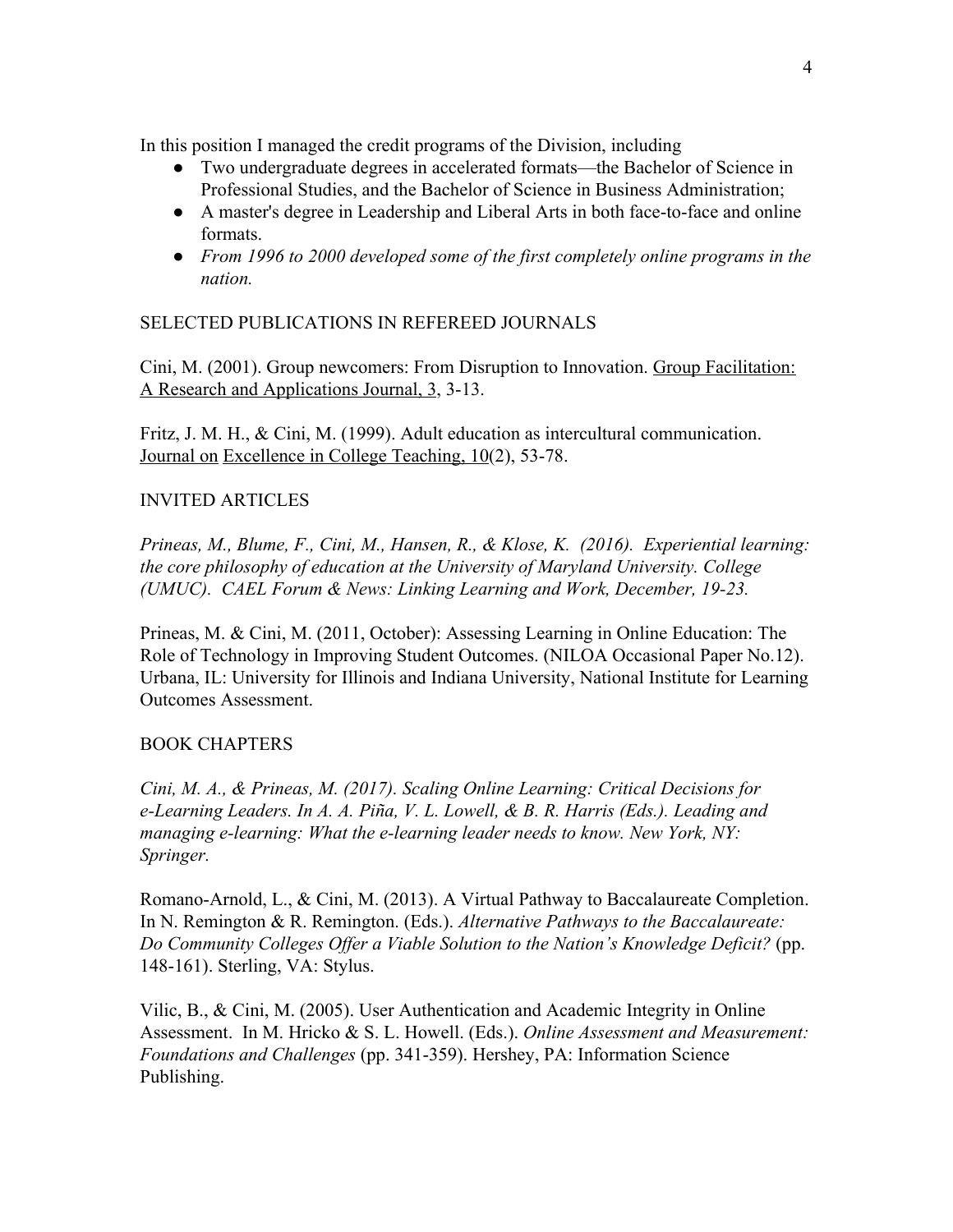In this position I managed the credit programs of the Division, including

- Two undergraduate degrees in accelerated formats—the Bachelor of Science in Professional Studies, and the Bachelor of Science in Business Administration;
- A master's degree in Leadership and Liberal Arts in both face-to-face and online formats.
- *From 1996 to 2000 developed some of the first completely online programs in the nation.*

## SELECTED PUBLICATIONS IN REFEREED JOURNALS

Cini, M. (2001). Group newcomers: From Disruption to Innovation. Group Facilitation: A Research and Applications Journal, 3, 3-13.

Fritz, J. M. H., & Cini, M. (1999). Adult education as intercultural communication. Journal on Excellence in College Teaching, 10(2), 53-78.

## INVITED ARTICLES

*Prineas, M., Blume, F., Cini, M., Hansen, R., & Klose, K. (2016). Experiential learning: the core philosophy of education at the University of Maryland University. College (UMUC). CAEL Forum & News: Linking Learning and Work, December, 19-23.*

Prineas, M. & Cini, M. (2011, October): Assessing Learning in Online Education: The Role of Technology in Improving Student Outcomes. (NILOA Occasional Paper No.12). Urbana, IL: University for Illinois and Indiana University, National Institute for Learning Outcomes Assessment.

## BOOK CHAPTERS

*Cini, M. A., & Prineas, M. (2017). Scaling Online Learning: Critical Decisions for e-Learning Leaders. In A. A. Piña, V. L. Lowell, & B. R. Harris (Eds.). Leading and managing e-learning: What the e-learning leader needs to know. New York, NY: Springer.*

Romano-Arnold, L., & Cini, M. (2013). A Virtual Pathway to Baccalaureate Completion. In N. Remington & R. Remington. (Eds.). *Alternative Pathways to the Baccalaureate: Do Community Colleges Offer a Viable Solution to the Nation's Knowledge Deficit?* (pp. 148-161). Sterling, VA: Stylus.

Vilic, B., & Cini, M. (2005). User Authentication and Academic Integrity in Online Assessment. In M. Hricko & S. L. Howell. (Eds.). *Online Assessment and Measurement: Foundations and Challenges* (pp. 341-359). Hershey, PA: Information Science Publishing.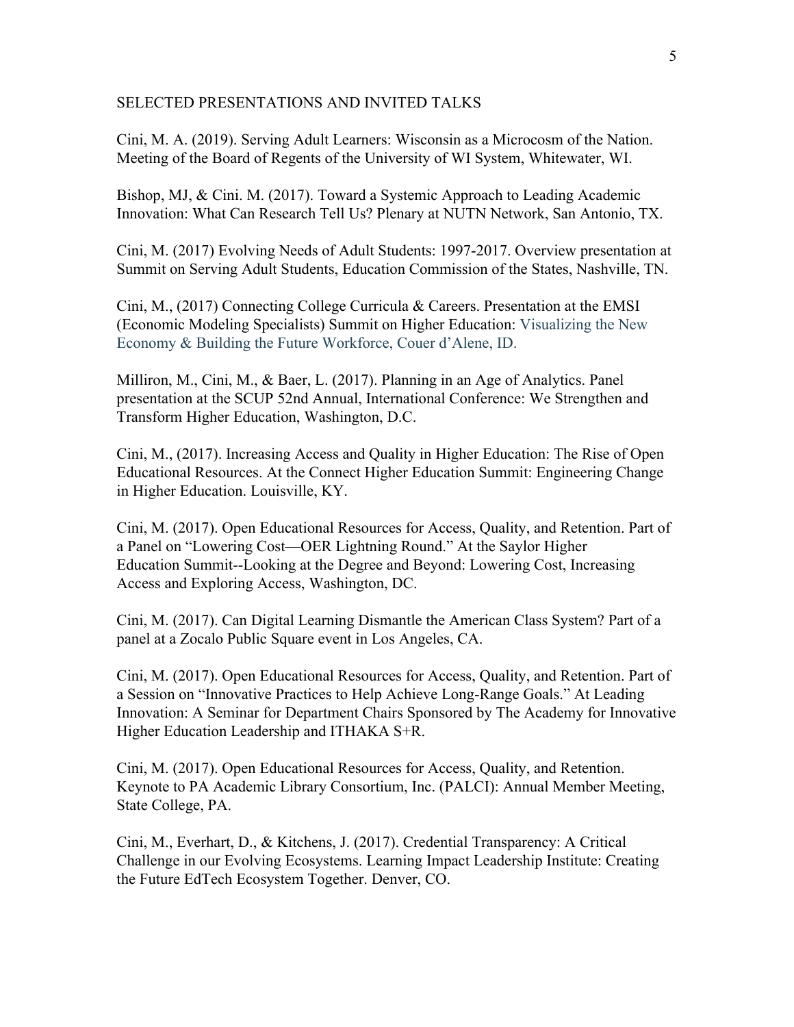## SELECTED PRESENTATIONS AND INVITED TALKS

Cini, M. A. (2019). Serving Adult Learners: Wisconsin as a Microcosm of the Nation. Meeting of the Board of Regents of the University of WI System, Whitewater, WI.

Bishop, MJ, & Cini. M. (2017). Toward a Systemic Approach to Leading Academic Innovation: What Can Research Tell Us? Plenary at NUTN Network, San Antonio, TX.

Cini, M. (2017) Evolving Needs of Adult Students: 1997-2017. Overview presentation at Summit on Serving Adult Students, Education Commission of the States, Nashville, TN.

Cini, M., (2017) Connecting College Curricula & Careers. Presentation at the EMSI (Economic Modeling Specialists) Summit on Higher Education: Visualizing the New Economy & Building the Future Workforce, Couer d'Alene, ID.

Milliron, M., Cini, M., & Baer, L. (2017). Planning in an Age of Analytics. Panel presentation at the SCUP 52nd Annual, International Conference: We Strengthen and Transform Higher Education, Washington, D.C.

Cini, M., (2017). Increasing Access and Quality in Higher Education: The Rise of Open Educational Resources. At the Connect Higher Education Summit: Engineering Change in Higher Education. Louisville, KY.

Cini, M. (2017). Open Educational Resources for Access, Quality, and Retention. Part of a Panel on "Lowering Cost—OER Lightning Round." At the Saylor Higher Education Summit--Looking at the Degree and Beyond: Lowering Cost, Increasing Access and Exploring Access, Washington, DC.

Cini, M. (2017). Can Digital Learning Dismantle the American Class System? Part of a panel at a Zocalo Public Square event in Los Angeles, CA.

Cini, M. (2017). Open Educational Resources for Access, Quality, and Retention. Part of a Session on "Innovative Practices to Help Achieve Long-Range Goals." At Leading Innovation: A Seminar for Department Chairs Sponsored by The Academy for Innovative Higher Education Leadership and ITHAKA S+R.

Cini, M. (2017). Open Educational Resources for Access, Quality, and Retention. Keynote to PA Academic Library Consortium, Inc. (PALCI): Annual Member Meeting, State College, PA.

Cini, M., Everhart, D., & Kitchens, J. (2017). Credential Transparency: A Critical Challenge in our Evolving Ecosystems. Learning Impact Leadership Institute: Creating the Future EdTech Ecosystem Together. Denver, CO.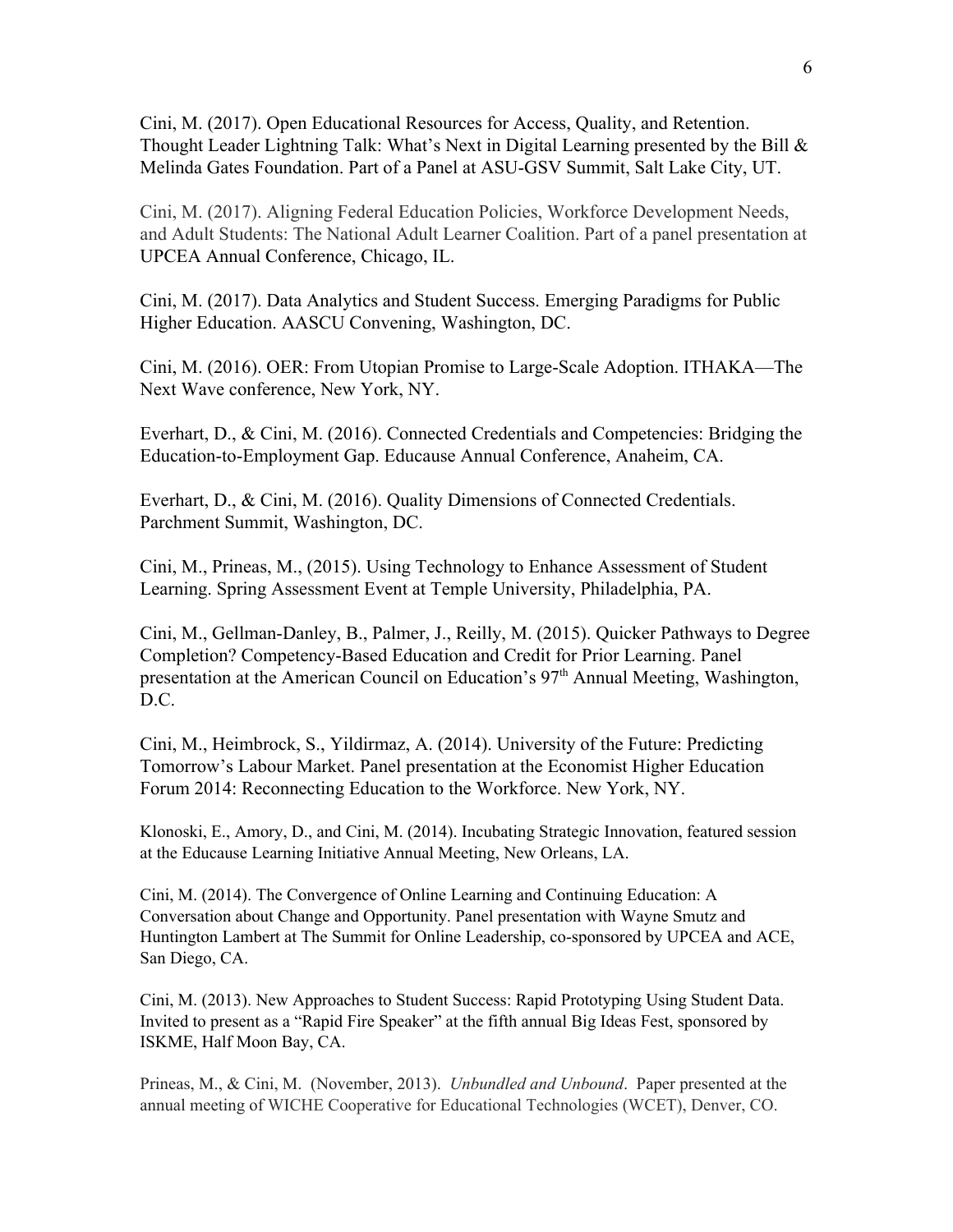Cini, M. (2017). Open Educational Resources for Access, Quality, and Retention. Thought Leader Lightning Talk: What's Next in Digital Learning presented by the Bill & Melinda Gates Foundation. Part of a Panel at ASU-GSV Summit, Salt Lake City, UT.

Cini, M. (2017). Aligning Federal Education Policies, Workforce Development Needs, and Adult Students: The National Adult Learner Coalition. Part of a panel presentation at UPCEA Annual Conference, Chicago, IL.

Cini, M. (2017). Data Analytics and Student Success. Emerging Paradigms for Public Higher Education. AASCU Convening, Washington, DC.

Cini, M. (2016). OER: From Utopian Promise to Large-Scale Adoption. ITHAKA—The Next Wave conference, New York, NY.

Everhart, D., & Cini, M. (2016). Connected Credentials and Competencies: Bridging the Education-to-Employment Gap. Educause Annual Conference, Anaheim, CA.

Everhart, D., & Cini, M. (2016). Quality Dimensions of Connected Credentials. Parchment Summit, Washington, DC.

Cini, M., Prineas, M., (2015). Using Technology to Enhance Assessment of Student Learning. Spring Assessment Event at Temple University, Philadelphia, PA.

Cini, M., Gellman-Danley, B., Palmer, J., Reilly, M. (2015). Quicker Pathways to Degree Completion? Competency-Based Education and Credit for Prior Learning. Panel presentation at the American Council on Education's 97th Annual Meeting, Washington, D.C.

Cini, M., Heimbrock, S., Yildirmaz, A. (2014). University of the Future: Predicting Tomorrow's Labour Market. Panel presentation at the Economist Higher Education Forum 2014: Reconnecting Education to the Workforce. New York, NY.

Klonoski, E., Amory, D., and Cini, M. (2014). Incubating Strategic Innovation, featured session at the Educause Learning Initiative Annual Meeting, New Orleans, LA.

Cini, M. (2014). The Convergence of Online Learning and Continuing Education: A Conversation about Change and Opportunity. Panel presentation with Wayne Smutz and Huntington Lambert at The Summit for Online Leadership, co-sponsored by UPCEA and ACE, San Diego, CA.

Cini, M. (2013). New Approaches to Student Success: Rapid Prototyping Using Student Data. Invited to present as a "Rapid Fire Speaker" at the fifth annual Big Ideas Fest, sponsored by ISKME, Half Moon Bay, CA.

Prineas, M., & Cini, M. (November, 2013). *Unbundled and Unbound*. Paper presented at the annual meeting of WICHE Cooperative for Educational Technologies (WCET), Denver, CO.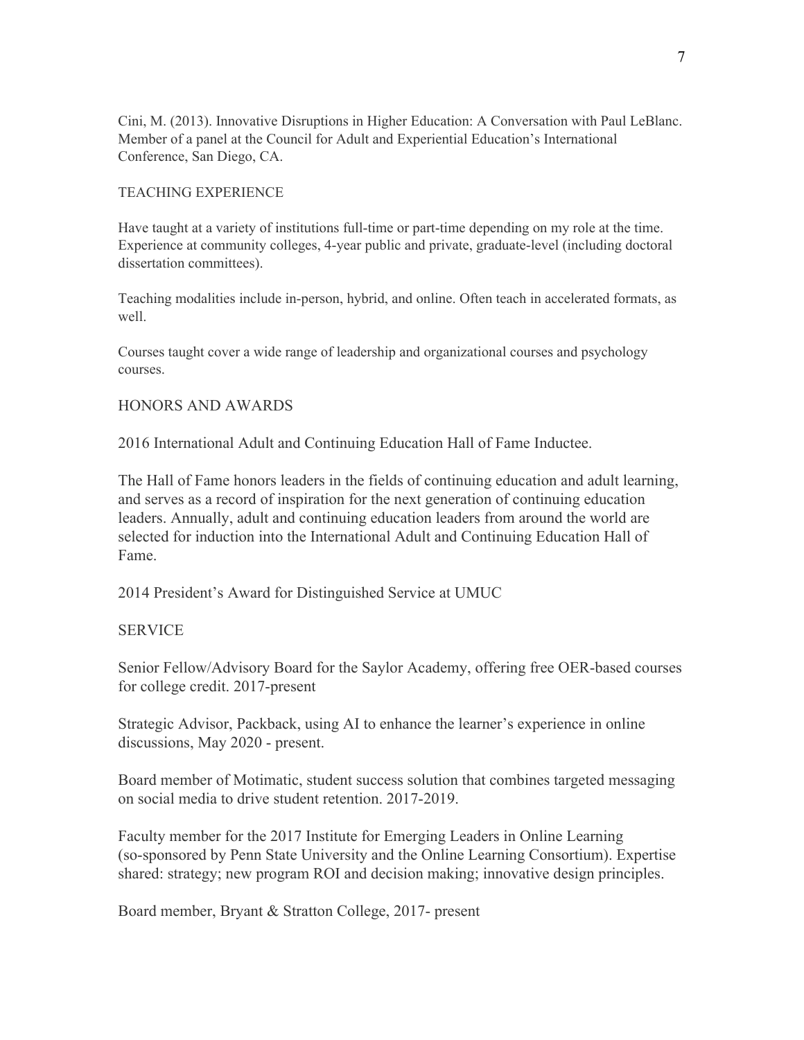Cini, M. (2013). Innovative Disruptions in Higher Education: A Conversation with Paul LeBlanc. Member of a panel at the Council for Adult and Experiential Education's International Conference, San Diego, CA.

## TEACHING EXPERIENCE

Have taught at a variety of institutions full-time or part-time depending on my role at the time. Experience at community colleges, 4-year public and private, graduate-level (including doctoral dissertation committees).

Teaching modalities include in-person, hybrid, and online. Often teach in accelerated formats, as well.

Courses taught cover a wide range of leadership and organizational courses and psychology courses.

## HONORS AND AWARDS

2016 International Adult and Continuing Education Hall of Fame Inductee.

The Hall of Fame honors leaders in the fields of continuing education and adult learning, and serves as a record of inspiration for the next generation of continuing education leaders. Annually, adult and continuing education leaders from around the world are selected for induction into the International Adult and Continuing Education Hall of Fame.

2014 President's Award for Distinguished Service at UMUC

## SERVICE

Senior Fellow/Advisory Board for the Saylor Academy, offering free OER-based courses for college credit. 2017-present

Strategic Advisor, Packback, using AI to enhance the learner's experience in online discussions, May 2020 - present.

Board member of Motimatic, student success solution that combines targeted messaging on social media to drive student retention. 2017-2019.

Faculty member for the 2017 Institute for Emerging Leaders in Online Learning (so-sponsored by Penn State University and the Online Learning Consortium). Expertise shared: strategy; new program ROI and decision making; innovative design principles.

Board member, Bryant & Stratton College, 2017- present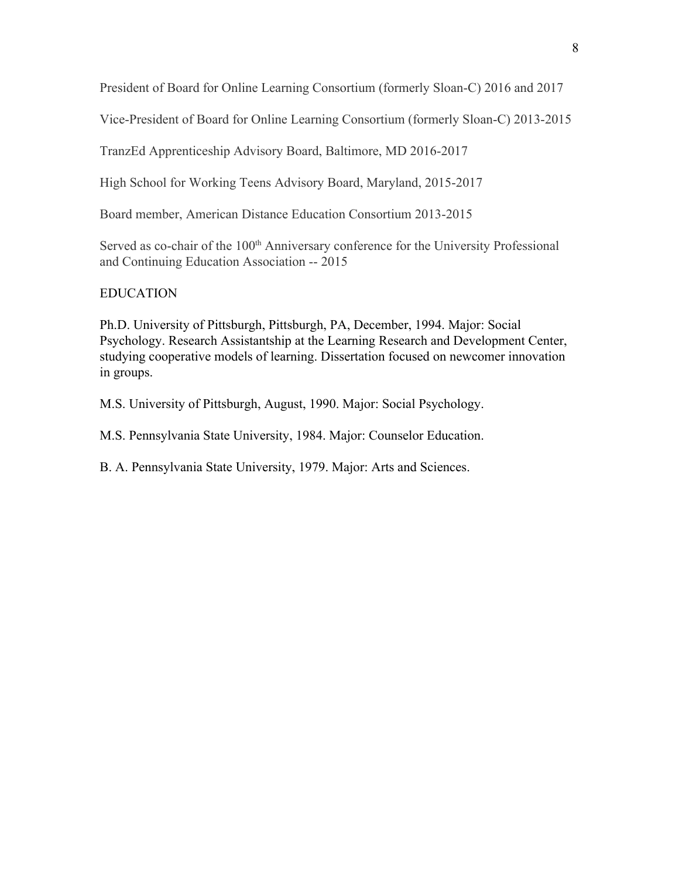President of Board for Online Learning Consortium (formerly Sloan-C) 2016 and 2017

Vice-President of Board for Online Learning Consortium (formerly Sloan-C) 2013-2015

TranzEd Apprenticeship Advisory Board, Baltimore, MD 2016-2017

High School for Working Teens Advisory Board, Maryland, 2015-2017

Board member, American Distance Education Consortium 2013-2015

Served as co-chair of the 100th Anniversary conference for the University Professional and Continuing Education Association -- 2015

## EDUCATION

Ph.D. University of Pittsburgh, Pittsburgh, PA, December, 1994. Major: Social Psychology. Research Assistantship at the Learning Research and Development Center, studying cooperative models of learning. Dissertation focused on newcomer innovation in groups.

M.S. University of Pittsburgh, August, 1990. Major: Social Psychology.

M.S. Pennsylvania State University, 1984. Major: Counselor Education.

B. A. Pennsylvania State University, 1979. Major: Arts and Sciences.